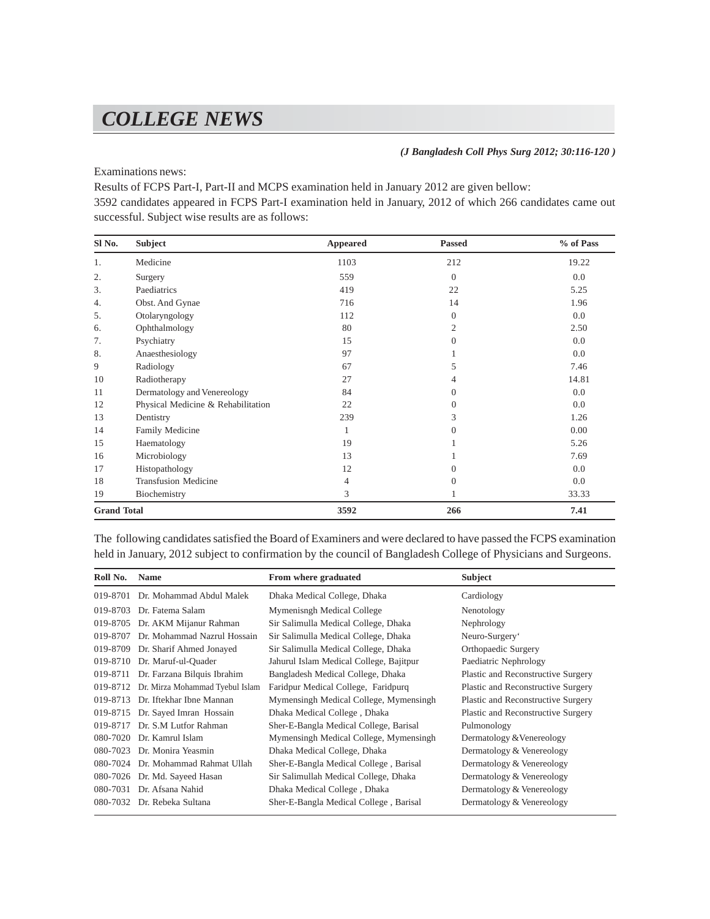# COLLEGE NEWS

Examinations news:

Results of FCPS Part-I, Part-II and MCPS examination held in January 2012 are given bellow:

3592 candidates appeared in FCPS Part-I examination held in January, 2012 of which 266 candidates came out successful. Subject wise results are as follows:

| Sl No. | Subject | Appeared | Passed | % of Pass |
|---|---|---|---|---|
| 1. | Medicine | 1103 | 212 | 19.22 |
| 2. | Surgery | 559 | 0 | 0.0 |
| 3. | Paediatrics | 419 | 22 | 5.25 |
| 4. | Obst. And Gynae | 716 | 14 | 1.96 |
| 5. | Otolaryngology | 112 | 0 | 0.0 |
| 6. | Ophthalmology | 80 | 2 | 2.50 |
| 7. | Psychiatry | 15 | 0 | 0.0 |
| 8. | Anaesthesiology | 97 | 1 | 0.0 |
| 9 | Radiology | 67 | 5 | 7.46 |
| 10 | Radiotherapy | 27 | 4 | 14.81 |
| 11 | Dermatology and Venereology | 84 | 0 | 0.0 |
| 12 | Physical Medicine & Rehabilitation | 22 | 0 | 0.0 |
| 13 | Dentistry | 239 | 3 | 1.26 |
| 14 | Family Medicine | 1 | 0 | 0.00 |
| 15 | Haematology | 19 | 1 | 5.26 |
| 16 | Microbiology | 13 | 1 | 7.69 |
| 17 | Histopathology | 12 | 0 | 0.0 |
| 18 | Transfusion Medicine | 4 | 0 | 0.0 |
| 19 | Biochemistry | 3 | 1 | 33.33 |
| **Grand Total** | | **3592** | **266** | **7.41** |

The following candidates satisfied the Board of Examiners and were declared to have passed the FCPS examination held in January, 2012 subject to confirmation by the council of Bangladesh College of Physicians and Surgeons.

| Roll No. | Name | From where graduated | Subject |
|---|---|---|---|
| 019-8701 | Dr. Mohammad Abdul Malek | Dhaka Medical College, Dhaka | Cardiology |
| 019-8703 | Dr. Fatema Salam | Mymenisngh Medical College | Nenotology |
| 019-8705 | Dr. AKM Mijanur Rahman | Sir Salimulla Medical College, Dhaka | Nephrology |
| 019-8707 | Dr. Mohammad Nazrul Hossain | Sir Salimulla Medical College, Dhaka | Neuro-Surgery' |
| 019-8709 | Dr. Sharif Ahmed Jonayed | Sir Salimulla Medical College, Dhaka | Orthopaedic Surgery |
| 019-8710 | Dr. Maruf-ul-Quader | Jahurul Islam Medical College, Bajitpur | Paediatric Nephrology |
| 019-8711 | Dr. Farzana Bilquis Ibrahim | Bangladesh Medical College, Dhaka | Plastic and Reconstructive Surgery |
| 019-8712 | Dr. Mirza Mohammad Tyebul Islam | Faridpur Medical College, Faridpurq | Plastic and Reconstructive Surgery |
| 019-8713 | Dr. Iftekhar Ibne Mannan | Mymensingh Medical College, Mymensingh | Plastic and Reconstructive Surgery |
| 019-8715 | Dr. Sayed Imran Hossain | Dhaka Medical College , Dhaka | Plastic and Reconstructive Surgery |
| 019-8717 | Dr. S.M Lutfor Rahman | Sher-E-Bangla Medical College, Barisal | Pulmonology |
| 080-7020 | Dr. Kamrul Islam | Mymensingh Medical College, Mymensingh | Dermatology &Venereology |
| 080-7023 | Dr. Monira Yeasmin | Dhaka Medical College, Dhaka | Dermatology & Venereology |
| 080-7024 | Dr. Mohammad Rahmat Ullah | Sher-E-Bangla Medical College , Barisal | Dermatology & Venereology |
| 080-7026 | Dr. Md. Sayeed Hasan | Sir Salimullah Medical College, Dhaka | Dermatology & Venereology |
| 080-7031 | Dr. Afsana Nahid | Dhaka Medical College , Dhaka | Dermatology & Venereology |
| 080-7032 | Dr. Rebeka Sultana | Sher-E-Bangla Medical College , Barisal | Dermatology & Venereology |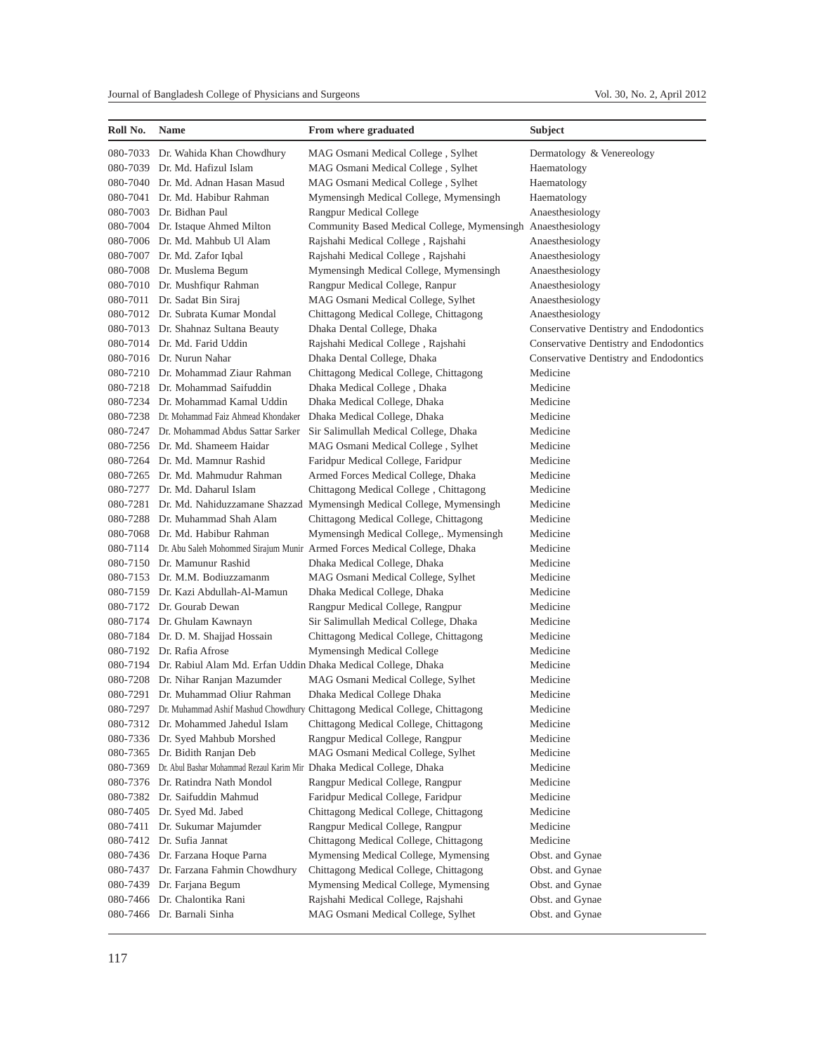| Roll No. | Name | From where graduated | Subject |
|---|---|---|---|
| 080-7033 | Dr. Wahida Khan Chowdhury | MAG Osmani Medical College , Sylhet | Dermatology & Venereology |
| 080-7039 | Dr. Md. Hafizul Islam | MAG Osmani Medical College , Sylhet | Haematology |
| 080-7040 | Dr. Md. Adnan Hasan Masud | MAG Osmani Medical College , Sylhet | Haematology |
| 080-7041 | Dr. Md. Habibur Rahman | Mymensingh Medical College, Mymensingh | Haematology |
| 080-7003 | Dr. Bidhan Paul | Rangpur Medical College | Anaesthesiology |
| 080-7004 | Dr. Istaque Ahmed Milton | Community Based Medical College, Mymensingh | Anaesthesiology |
| 080-7006 | Dr. Md. Mahbub Ul Alam | Rajshahi Medical College , Rajshahi | Anaesthesiology |
| 080-7007 | Dr. Md. Zafor Iqbal | Rajshahi Medical College , Rajshahi | Anaesthesiology |
| 080-7008 | Dr. Muslema Begum | Mymensingh Medical College, Mymensingh | Anaesthesiology |
| 080-7010 | Dr. Mushfiqur Rahman | Rangpur Medical College, Ranpur | Anaesthesiology |
| 080-7011 | Dr. Sadat Bin Siraj | MAG Osmani Medical College, Sylhet | Anaesthesiology |
| 080-7012 | Dr. Subrata Kumar Mondal | Chittagong Medical College, Chittagong | Anaesthesiology |
| 080-7013 | Dr. Shahnaz Sultana Beauty | Dhaka Dental College, Dhaka | Conservative Dentistry and Endodontics |
| 080-7014 | Dr. Md. Farid Uddin | Rajshahi Medical College , Rajshahi | Conservative Dentistry and Endodontics |
| 080-7016 | Dr. Nurun Nahar | Dhaka Dental College, Dhaka | Conservative Dentistry and Endodontics |
| 080-7210 | Dr. Mohammad Ziaur Rahman | Chittagong Medical College, Chittagong | Medicine |
| 080-7218 | Dr. Mohammad Saifuddin | Dhaka Medical College , Dhaka | Medicine |
| 080-7234 | Dr. Mohammad Kamal Uddin | Dhaka Medical College, Dhaka | Medicine |
| 080-7238 | Dr. Mohammad Faiz Ahmead Khondaker | Dhaka Medical College, Dhaka | Medicine |
| 080-7247 | Dr. Mohammad Abdus Sattar Sarker | Sir Salimullah Medical College, Dhaka | Medicine |
| 080-7256 | Dr. Md. Shameem Haidar | MAG Osmani Medical College , Sylhet | Medicine |
| 080-7264 | Dr. Md. Mamnur Rashid | Faridpur Medical College, Faridpur | Medicine |
| 080-7265 | Dr. Md. Mahmudur Rahman | Armed Forces Medical College, Dhaka | Medicine |
| 080-7277 | Dr. Md. Daharul Islam | Chittagong Medical College , Chittagong | Medicine |
| 080-7281 | Dr. Md. Nahiduzzamane Shazzad | Mymensingh Medical College, Mymensingh | Medicine |
| 080-7288 | Dr. Muhammad Shah Alam | Chittagong Medical College, Chittagong | Medicine |
| 080-7068 | Dr. Md. Habibur Rahman | Mymensingh Medical College,. Mymensingh | Medicine |
| 080-7114 | Dr. Abu Saleh Mohommed Sirajum Munir | Armed Forces Medical College, Dhaka | Medicine |
| 080-7150 | Dr. Mamunur Rashid | Dhaka Medical College, Dhaka | Medicine |
| 080-7153 | Dr. M.M. Bodiuzzamanm | MAG Osmani Medical College, Sylhet | Medicine |
| 080-7159 | Dr. Kazi Abdullah-Al-Mamun | Dhaka Medical College, Dhaka | Medicine |
| 080-7172 | Dr. Gourab Dewan | Rangpur Medical College, Rangpur | Medicine |
| 080-7174 | Dr. Ghulam Kawnayn | Sir Salimullah Medical College, Dhaka | Medicine |
| 080-7184 | Dr. D. M. Shajjad Hossain | Chittagong Medical College, Chittagong | Medicine |
| 080-7192 | Dr. Rafia Afrose | Mymensingh Medical College | Medicine |
| 080-7194 | Dr. Rabiul Alam Md. Erfan Uddin | Dhaka Medical College, Dhaka | Medicine |
| 080-7208 | Dr. Nihar Ranjan Mazumder | MAG Osmani Medical College, Sylhet | Medicine |
| 080-7291 | Dr. Muhammad Oliur Rahman | Dhaka Medical College Dhaka | Medicine |
| 080-7297 | Dr. Muhammad Ashif Mashud Chowdhury | Chittagong Medical College, Chittagong | Medicine |
| 080-7312 | Dr. Mohammed Jahedul Islam | Chittagong Medical College, Chittagong | Medicine |
| 080-7336 | Dr. Syed Mahbub Morshed | Rangpur Medical College, Rangpur | Medicine |
| 080-7365 | Dr. Bidith Ranjan Deb | MAG Osmani Medical College, Sylhet | Medicine |
| 080-7369 | Dr. Abul Bashar Mohammad Rezaul Karim Mir | Dhaka Medical College, Dhaka | Medicine |
| 080-7376 | Dr. Ratindra Nath Mondol | Rangpur Medical College, Rangpur | Medicine |
| 080-7382 | Dr. Saifuddin Mahmud | Faridpur Medical College, Faridpur | Medicine |
| 080-7405 | Dr. Syed Md. Jabed | Chittagong Medical College, Chittagong | Medicine |
| 080-7411 | Dr. Sukumar Majumder | Rangpur Medical College, Rangpur | Medicine |
| 080-7412 | Dr. Sufia Jannat | Chittagong Medical College, Chittagong | Medicine |
| 080-7436 | Dr. Farzana Hoque Parna | Mymensing Medical College, Mymensing | Obst. and Gynae |
| 080-7437 | Dr. Farzana Fahmin Chowdhury | Chittagong Medical College, Chittagong | Obst. and Gynae |
| 080-7439 | Dr. Farjana Begum | Mymensing Medical College, Mymensing | Obst. and Gynae |
| 080-7466 | Dr. Chalontika Rani | Rajshahi Medical College, Rajshahi | Obst. and Gynae |
| 080-7466 | Dr. Barnali Sinha | MAG Osmani Medical College, Sylhet | Obst. and Gynae |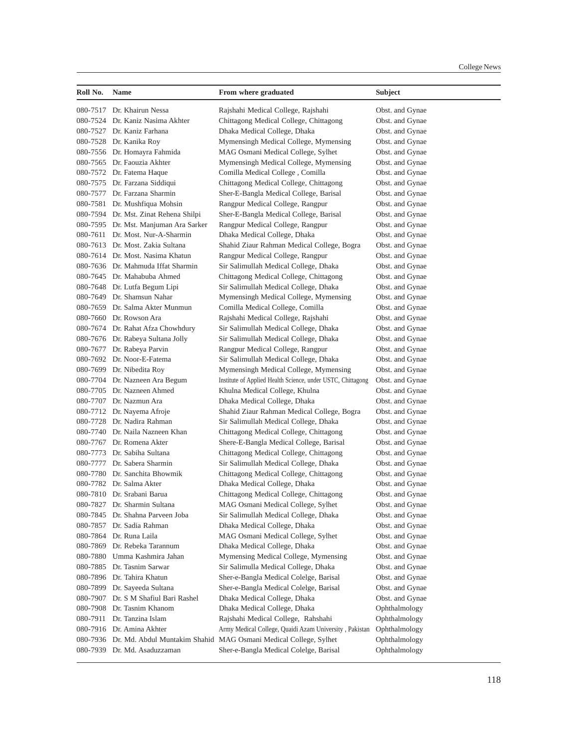| Roll No. | Name | From where graduated | Subject |
|---|---|---|---|
| 080-7517 | Dr. Khairun Nessa | Rajshahi Medical College, Rajshahi | Obst. and Gynae |
| 080-7524 | Dr. Kaniz Nasima Akhter | Chittagong Medical College, Chittagong | Obst. and Gynae |
| 080-7527 | Dr. Kaniz Farhana | Dhaka Medical College, Dhaka | Obst. and Gynae |
| 080-7528 | Dr. Kanika Roy | Mymensingh Medical College, Mymensing | Obst. and Gynae |
| 080-7556 | Dr. Homayra Fahmida | MAG Osmani Medical College, Sylhet | Obst. and Gynae |
| 080-7565 | Dr. Faouzia Akhter | Mymensingh Medical College, Mymensing | Obst. and Gynae |
| 080-7572 | Dr. Fatema Haque | Comilla Medical College , Comilla | Obst. and Gynae |
| 080-7575 | Dr. Farzana Siddiqui | Chittagong Medical College, Chittagong | Obst. and Gynae |
| 080-7577 | Dr. Farzana Sharmin | Sher-E-Bangla Medical College, Barisal | Obst. and Gynae |
| 080-7581 | Dr. Mushfiqua Mohsin | Rangpur Medical College, Rangpur | Obst. and Gynae |
| 080-7594 | Dr. Mst. Zinat Rehena Shilpi | Sher-E-Bangla Medical College, Barisal | Obst. and Gynae |
| 080-7595 | Dr. Mst. Manjuman Ara Sarker | Rangpur Medical College, Rangpur | Obst. and Gynae |
| 080-7611 | Dr. Most. Nur-A-Sharmin | Dhaka Medical College, Dhaka | Obst. and Gynae |
| 080-7613 | Dr. Most. Zakia Sultana | Shahid Ziaur Rahman Medical College, Bogra | Obst. and Gynae |
| 080-7614 | Dr. Most. Nasima Khatun | Rangpur Medical College, Rangpur | Obst. and Gynae |
| 080-7636 | Dr. Mahmuda Iffat Sharmin | Sir Salimullah Medical College, Dhaka | Obst. and Gynae |
| 080-7645 | Dr. Mahabuba Ahmed | Chittagong Medical College, Chittagong | Obst. and Gynae |
| 080-7648 | Dr. Lutfa Begum Lipi | Sir Salimullah Medical College, Dhaka | Obst. and Gynae |
| 080-7649 | Dr. Shamsun Nahar | Mymensingh Medical College, Mymensing | Obst. and Gynae |
| 080-7659 | Dr. Salma Akter Munmun | Comilla Medical College, Comilla | Obst. and Gynae |
| 080-7660 | Dr. Rowson Ara | Rajshahi Medical College, Rajshahi | Obst. and Gynae |
| 080-7674 | Dr. Rahat Afza Chowhdury | Sir Salimullah Medical College, Dhaka | Obst. and Gynae |
| 080-7676 | Dr. Rabeya Sultana Jolly | Sir Salimullah Medical College, Dhaka | Obst. and Gynae |
| 080-7677 | Dr. Rabeya Parvin | Rangpur Medical College, Rangpur | Obst. and Gynae |
| 080-7692 | Dr. Noor-E-Fatema | Sir Salimullah Medical College, Dhaka | Obst. and Gynae |
| 080-7699 | Dr. Nibedita Roy | Mymensingh Medical College, Mymensing | Obst. and Gynae |
| 080-7704 | Dr. Nazneen Ara Begum | Institute of Applied Health Science, under USTC, Chittagong | Obst. and Gynae |
| 080-7705 | Dr. Nazneen Ahmed | Khulna Medical College, Khulna | Obst. and Gynae |
| 080-7707 | Dr. Nazmun Ara | Dhaka Medical College, Dhaka | Obst. and Gynae |
| 080-7712 | Dr. Nayema Afroje | Shahid Ziaur Rahman Medical College, Bogra | Obst. and Gynae |
| 080-7728 | Dr. Nadira Rahman | Sir Salimullah Medical College, Dhaka | Obst. and Gynae |
| 080-7740 | Dr. Naila Nazneen Khan | Chittagong Medical College, Chittagong | Obst. and Gynae |
| 080-7767 | Dr. Romena Akter | Shere-E-Bangla Medical College, Barisal | Obst. and Gynae |
| 080-7773 | Dr. Sabiha Sultana | Chittagong Medical College, Chittagong | Obst. and Gynae |
| 080-7777 | Dr. Sabera Sharmin | Sir Salimullah Medical College, Dhaka | Obst. and Gynae |
| 080-7780 | Dr. Sanchita Bhowmik | Chittagong Medical College, Chittagong | Obst. and Gynae |
| 080-7782 | Dr. Salma Akter | Dhaka Medical College, Dhaka | Obst. and Gynae |
| 080-7810 | Dr. Srabani Barua | Chittagong Medical College, Chittagong | Obst. and Gynae |
| 080-7827 | Dr. Sharmin Sultana | MAG Osmani Medical College, Sylhet | Obst. and Gynae |
| 080-7845 | Dr. Shahna Parveen Joba | Sir Salimullah Medical College, Dhaka | Obst. and Gynae |
| 080-7857 | Dr. Sadia Rahman | Dhaka Medical College, Dhaka | Obst. and Gynae |
| 080-7864 | Dr. Runa Laila | MAG Osmani Medical College, Sylhet | Obst. and Gynae |
| 080-7869 | Dr. Rebeka Tarannum | Dhaka Medical College, Dhaka | Obst. and Gynae |
| 080-7880 | Umma Kashmira Jahan | Mymensing Medical College, Mymensing | Obst. and Gynae |
| 080-7885 | Dr. Tasnim Sarwar | Sir Salimulla Medical College, Dhaka | Obst. and Gynae |
| 080-7896 | Dr. Tahira Khatun | Sher-e-Bangla Medical Colelge, Barisal | Obst. and Gynae |
| 080-7899 | Dr. Sayeeda Sultana | Sher-e-Bangla Medical Colelge, Barisal | Obst. and Gynae |
| 080-7907 | Dr. S M Shafiul Bari Rashel | Dhaka Medical College, Dhaka | Obst. and Gynae |
| 080-7908 | Dr. Tasnim Khanom | Dhaka Medical College, Dhaka | Ophthalmology |
| 080-7911 | Dr. Tanzina Islam | Rajshahi Medical College, Rahshahi | Ophthalmology |
| 080-7916 | Dr. Amina Akhter | Army Medical College, Quaidi Azam University , Pakistan | Ophthalmology |
| 080-7936 | Dr. Md. Abdul Muntakim Shahid | MAG Osmani Medical College, Sylhet | Ophthalmology |
| 080-7939 | Dr. Md. Asaduzzaman | Sher-e-Bangla Medical Colelge, Barisal | Ophthalmology |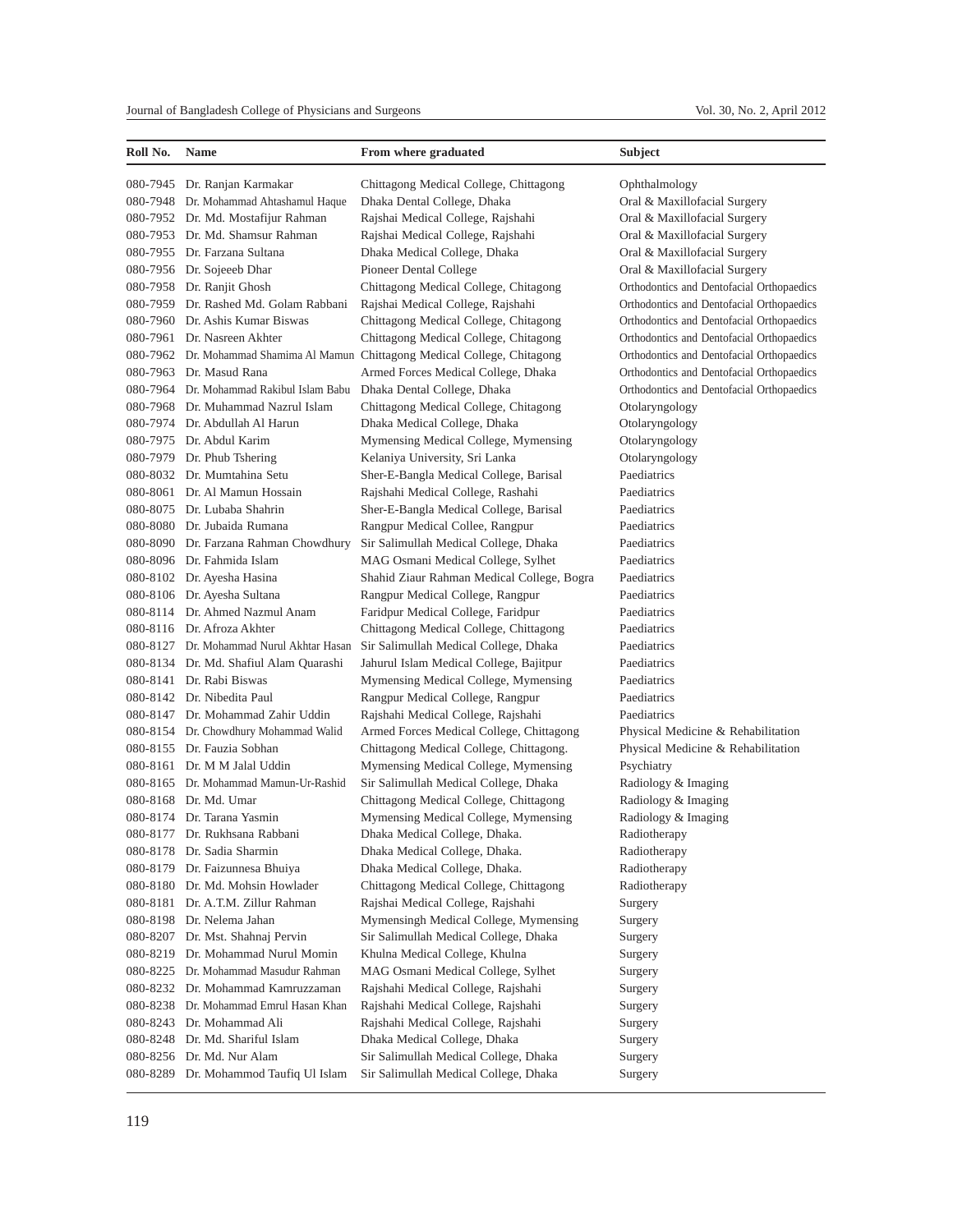| Roll No. | Name | From where graduated | Subject |
|---|---|---|---|
| 080-7945 | Dr. Ranjan Karmakar | Chittagong Medical College, Chittagong | Ophthalmology |
| 080-7948 | Dr. Mohammad Ahtashamul Haque | Dhaka Dental College, Dhaka | Oral & Maxillofacial Surgery |
| 080-7952 | Dr. Md. Mostafijur Rahman | Rajshai Medical College, Rajshahi | Oral & Maxillofacial Surgery |
| 080-7953 | Dr. Md. Shamsur Rahman | Rajshai Medical College, Rajshahi | Oral & Maxillofacial Surgery |
| 080-7955 | Dr. Farzana Sultana | Dhaka Medical College, Dhaka | Oral & Maxillofacial Surgery |
| 080-7956 | Dr. Sojeeeb Dhar | Pioneer Dental College | Oral & Maxillofacial Surgery |
| 080-7958 | Dr. Ranjit Ghosh | Chittagong Medical College, Chitagong | Orthodontics and Dentofacial Orthopaedics |
| 080-7959 | Dr. Rashed Md. Golam Rabbani | Rajshai Medical College, Rajshahi | Orthodontics and Dentofacial Orthopaedics |
| 080-7960 | Dr. Ashis Kumar Biswas | Chittagong Medical College, Chitagong | Orthodontics and Dentofacial Orthopaedics |
| 080-7961 | Dr. Nasreen Akhter | Chittagong Medical College, Chitagong | Orthodontics and Dentofacial Orthopaedics |
| 080-7962 | Dr. Mohammad Shamima Al Mamun | Chittagong Medical College, Chitagong | Orthodontics and Dentofacial Orthopaedics |
| 080-7963 | Dr. Masud Rana | Armed Forces Medical College, Dhaka | Orthodontics and Dentofacial Orthopaedics |
| 080-7964 | Dr. Mohammad Rakibul Islam Babu | Dhaka Dental College, Dhaka | Orthodontics and Dentofacial Orthopaedics |
| 080-7968 | Dr. Muhammad Nazrul Islam | Chittagong Medical College, Chitagong | Otolaryngology |
| 080-7974 | Dr. Abdullah Al Harun | Dhaka Medical College, Dhaka | Otolaryngology |
| 080-7975 | Dr. Abdul Karim | Mymensing Medical College, Mymensing | Otolaryngology |
| 080-7979 | Dr. Phub Tshering | Kelaniya University, Sri Lanka | Otolaryngology |
| 080-8032 | Dr. Mumtahina Setu | Sher-E-Bangla Medical College, Barisal | Paediatrics |
| 080-8061 | Dr. Al Mamun Hossain | Rajshahi Medical College, Rashahi | Paediatrics |
| 080-8075 | Dr. Lubaba Shahrin | Sher-E-Bangla Medical College, Barisal | Paediatrics |
| 080-8080 | Dr. Jubaida Rumana | Rangpur Medical Collee, Rangpur | Paediatrics |
| 080-8090 | Dr. Farzana Rahman Chowdhury | Sir Salimullah Medical College, Dhaka | Paediatrics |
| 080-8096 | Dr. Fahmida Islam | MAG Osmani Medical College, Sylhet | Paediatrics |
| 080-8102 | Dr. Ayesha Hasina | Shahid Ziaur Rahman Medical College, Bogra | Paediatrics |
| 080-8106 | Dr. Ayesha Sultana | Rangpur Medical College, Rangpur | Paediatrics |
| 080-8114 | Dr. Ahmed Nazmul Anam | Faridpur Medical College, Faridpur | Paediatrics |
| 080-8116 | Dr. Afroza Akhter | Chittagong Medical College, Chittagong | Paediatrics |
| 080-8127 | Dr. Mohammad Nurul Akhtar Hasan | Sir Salimullah Medical College, Dhaka | Paediatrics |
| 080-8134 | Dr. Md. Shafiul Alam Quarashi | Jahurul Islam Medical College, Bajitpur | Paediatrics |
| 080-8141 | Dr. Rabi Biswas | Mymensing Medical College, Mymensing | Paediatrics |
| 080-8142 | Dr. Nibedita Paul | Rangpur Medical College, Rangpur | Paediatrics |
| 080-8147 | Dr. Mohammad Zahir Uddin | Rajshahi Medical College, Rajshahi | Paediatrics |
| 080-8154 | Dr. Chowdhury Mohammad Walid | Armed Forces Medical College, Chittagong | Physical Medicine & Rehabilitation |
| 080-8155 | Dr. Fauzia Sobhan | Chittagong Medical College, Chittagong. | Physical Medicine & Rehabilitation |
| 080-8161 | Dr. M M Jalal Uddin | Mymensing Medical College, Mymensing | Psychiatry |
| 080-8165 | Dr. Mohammad Mamun-Ur-Rashid | Sir Salimullah Medical College, Dhaka | Radiology & Imaging |
| 080-8168 | Dr. Md. Umar | Chittagong Medical College, Chittagong | Radiology & Imaging |
| 080-8174 | Dr. Tarana Yasmin | Mymensing Medical College, Mymensing | Radiology & Imaging |
| 080-8177 | Dr. Rukhsana Rabbani | Dhaka Medical College, Dhaka. | Radiotherapy |
| 080-8178 | Dr. Sadia Sharmin | Dhaka Medical College, Dhaka. | Radiotherapy |
| 080-8179 | Dr. Faizunnesa Bhuiya | Dhaka Medical College, Dhaka. | Radiotherapy |
| 080-8180 | Dr. Md. Mohsin Howlader | Chittagong Medical College, Chittagong | Radiotherapy |
| 080-8181 | Dr. A.T.M. Zillur Rahman | Rajshai Medical College, Rajshahi | Surgery |
| 080-8198 | Dr. Nelema Jahan | Mymensingh Medical College, Mymensing | Surgery |
| 080-8207 | Dr. Mst. Shahnaj Pervin | Sir Salimullah Medical College, Dhaka | Surgery |
| 080-8219 | Dr. Mohammad Nurul Momin | Khulna Medical College, Khulna | Surgery |
| 080-8225 | Dr. Mohammad Masudur Rahman | MAG Osmani Medical College, Sylhet | Surgery |
| 080-8232 | Dr. Mohammad Kamruzzaman | Rajshahi Medical College, Rajshahi | Surgery |
| 080-8238 | Dr. Mohammad Emrul Hasan Khan | Rajshahi Medical College, Rajshahi | Surgery |
| 080-8243 | Dr. Mohammad Ali | Rajshahi Medical College, Rajshahi | Surgery |
| 080-8248 | Dr. Md. Shariful Islam | Dhaka Medical College, Dhaka | Surgery |
| 080-8256 | Dr. Md. Nur Alam | Sir Salimullah Medical College, Dhaka | Surgery |
| 080-8289 | Dr. Mohammod Taufiq Ul Islam | Sir Salimullah Medical College, Dhaka | Surgery |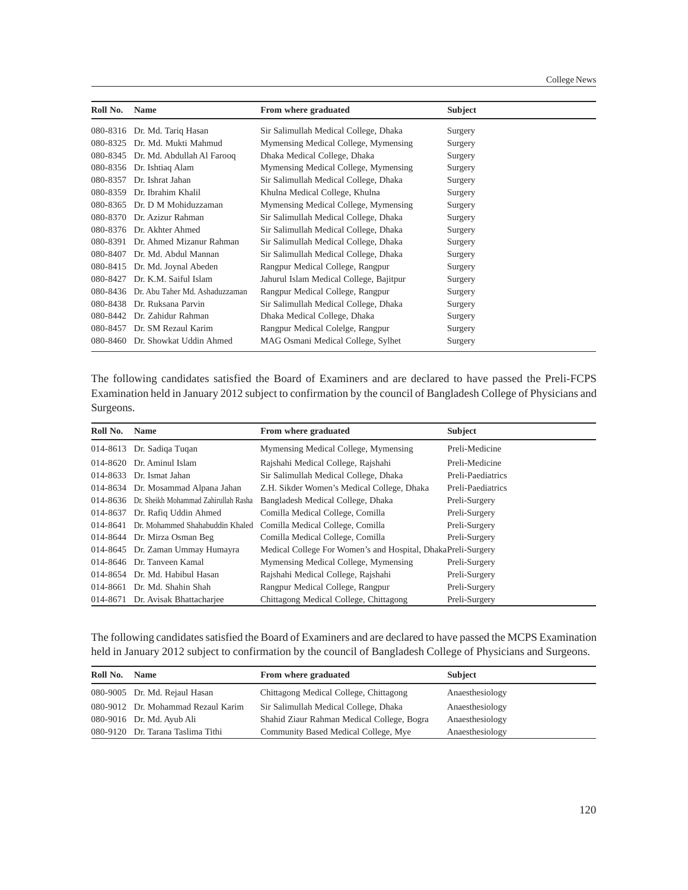| Roll No. | Name | From where graduated | Subject |
|---|---|---|---|
| 080-8316 | Dr. Md. Tariq Hasan | Sir Salimullah Medical College, Dhaka | Surgery |
| 080-8325 | Dr. Md. Mukti Mahmud | Mymensing Medical College, Mymensing | Surgery |
| 080-8345 | Dr. Md. Abdullah Al Farooq | Dhaka Medical College, Dhaka | Surgery |
| 080-8356 | Dr. Ishtiaq Alam | Mymensing Medical College, Mymensing | Surgery |
| 080-8357 | Dr. Ishrat Jahan | Sir Salimullah Medical College, Dhaka | Surgery |
| 080-8359 | Dr. Ibrahim Khalil | Khulna Medical College, Khulna | Surgery |
| 080-8365 | Dr. D M Mohiduzzaman | Mymensing Medical College, Mymensing | Surgery |
| 080-8370 | Dr. Azizur Rahman | Sir Salimullah Medical College, Dhaka | Surgery |
| 080-8376 | Dr. Akhter Ahmed | Sir Salimullah Medical College, Dhaka | Surgery |
| 080-8391 | Dr. Ahmed Mizanur Rahman | Sir Salimullah Medical College, Dhaka | Surgery |
| 080-8407 | Dr. Md. Abdul Mannan | Sir Salimullah Medical College, Dhaka | Surgery |
| 080-8415 | Dr. Md. Joynal Abeden | Rangpur Medical College, Rangpur | Surgery |
| 080-8427 | Dr. K.M. Saiful Islam | Jahurul Islam Medical College, Bajitpur | Surgery |
| 080-8436 | Dr. Abu Taher Md. Ashaduzzaman | Rangpur Medical College, Rangpur | Surgery |
| 080-8438 | Dr. Ruksana Parvin | Sir Salimullah Medical College, Dhaka | Surgery |
| 080-8442 | Dr. Zahidur Rahman | Dhaka Medical College, Dhaka | Surgery |
| 080-8457 | Dr. SM Rezaul Karim | Rangpur Medical Colelge, Rangpur | Surgery |
| 080-8460 | Dr. Showkat Uddin Ahmed | MAG Osmani Medical College, Sylhet | Surgery |

The following candidates satisfied the Board of Examiners and are declared to have passed the Preli-FCPS Examination held in January 2012 subject to confirmation by the council of Bangladesh College of Physicians and Surgeons.

| Roll No. | Name | From where graduated | Subject |
|---|---|---|---|
| 014-8613 | Dr. Sadiqa Tuqan | Mymensing Medical College, Mymensing | Preli-Medicine |
| 014-8620 | Dr. Aminul Islam | Rajshahi Medical College, Rajshahi | Preli-Medicine |
| 014-8633 | Dr. Ismat Jahan | Sir Salimullah Medical College, Dhaka | Preli-Paediatrics |
| 014-8634 | Dr. Mosammad Alpana Jahan | Z.H. Sikder Women's Medical College, Dhaka | Preli-Paediatrics |
| 014-8636 | Dr. Sheikh Mohammad Zahirullah Rasha | Bangladesh Medical College, Dhaka | Preli-Surgery |
| 014-8637 | Dr. Rafiq Uddin Ahmed | Comilla Medical College, Comilla | Preli-Surgery |
| 014-8641 | Dr. Mohammed Shahabuddin Khaled | Comilla Medical College, Comilla | Preli-Surgery |
| 014-8644 | Dr. Mirza Osman Beg | Comilla Medical College, Comilla | Preli-Surgery |
| 014-8645 | Dr. Zaman Ummay Humayra | Medical College For Women's and Hospital, Dhaka | Preli-Surgery |
| 014-8646 | Dr. Tanveen Kamal | Mymensing Medical College, Mymensing | Preli-Surgery |
| 014-8654 | Dr. Md. Habibul Hasan | Rajshahi Medical College, Rajshahi | Preli-Surgery |
| 014-8661 | Dr. Md. Shahin Shah | Rangpur Medical College, Rangpur | Preli-Surgery |
| 014-8671 | Dr. Avisak Bhattacharjee | Chittagong Medical College, Chittagong | Preli-Surgery |

The following candidates satisfied the Board of Examiners and are declared to have passed the MCPS Examination held in January 2012 subject to confirmation by the council of Bangladesh College of Physicians and Surgeons.

| Roll No. | Name | From where graduated | Subject |
|---|---|---|---|
| 080-9005 | Dr. Md. Rejaul Hasan | Chittagong Medical College, Chittagong | Anaesthesiology |
| 080-9012 | Dr. Mohammad Rezaul Karim | Sir Salimullah Medical College, Dhaka | Anaesthesiology |
| 080-9016 | Dr. Md. Ayub Ali | Shahid Ziaur Rahman Medical College, Bogra | Anaesthesiology |
| 080-9120 | Dr. Tarana Taslima Tithi | Community Based Medical College, Mye | Anaesthesiology |